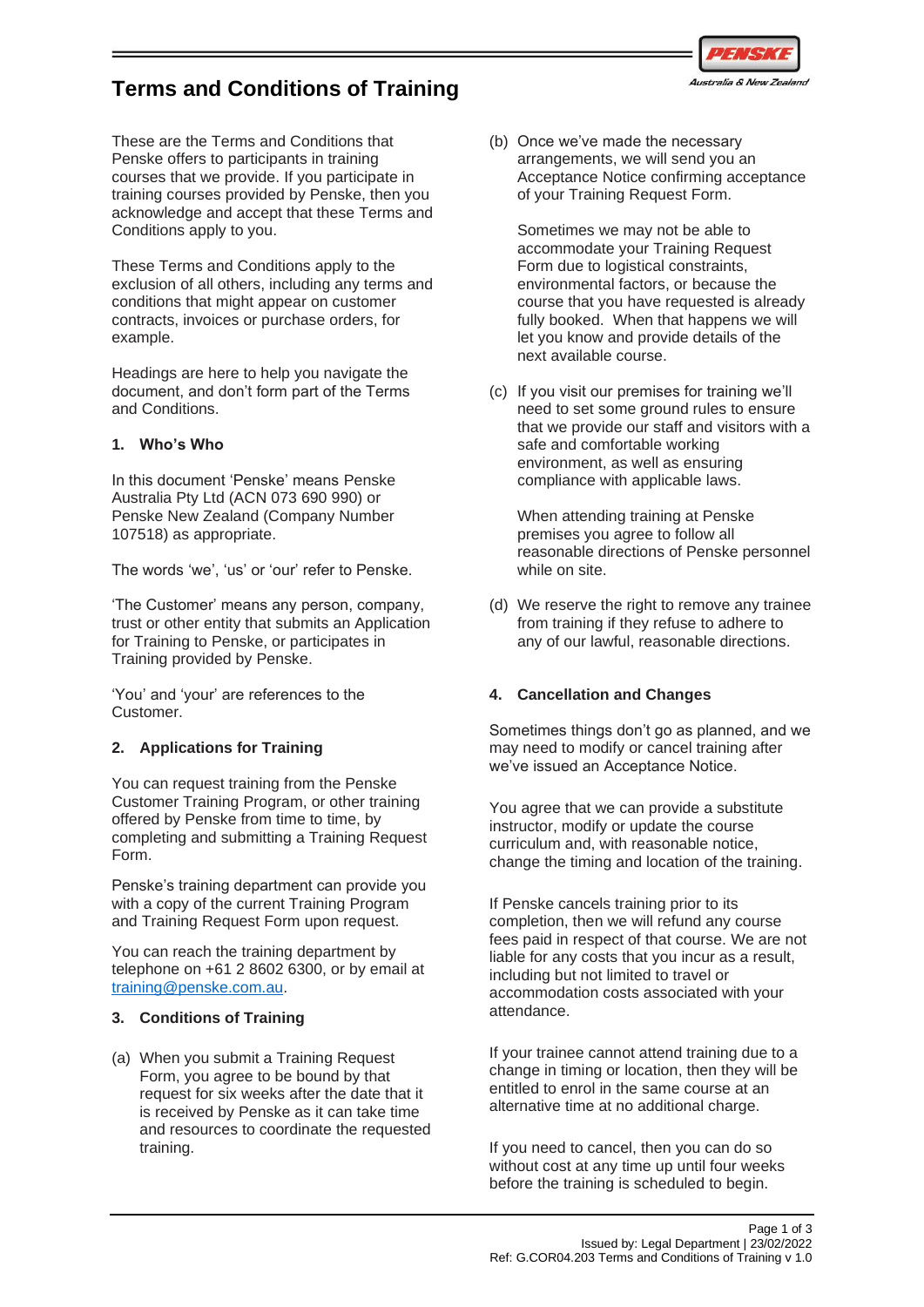# Terms and Conditions of Training

These are the Terms and Conditions that Penske offers to participants in training courses that we provide. If you participate in training courses provided by Penske, then you acknowledge and accept that these Terms and Conditions apply to you.

These Terms and Conditions apply to the exclusion of all others, including any terms and conditions that might appear on customer contracts, invoices or purchase orders, for example.

Headings are here to help you navigate the document, and don't form part of the Terms and Conditions.

### 1. Who's Who

In this document 'Penske' means Penske Australia Pty Ltd (ACN 073 690 990) or Penske New Zealand (Company Number 107518) as appropriate.

The words 'we', 'us' or 'our' refer to Penske.

'The Customer' means any person, company, trust or other entity that submits an Application for Training to Penske, or participates in Training provided by Penske.

'You' and 'your' are references to the Customer.

### 2. Applications for Training

You can request training from the Penske Customer Training Program, or other training offered by Penske from time to time, by completing and submitting a Training Request Form.

Penske's training department can provide you with a copy of the current Training Program and Training Request Form upon request.

You can reach the training department by telephone on +61 2 8602 6300, or by email at training@penske.com.au.

### 3. Conditions of Training

(a) When you submit a Training Request Form, you agree to be bound by that request for six weeks after the date that it is received by Penske as it can take time and resources to coordinate the requested training.

(b) Once we've made the necessary arrangements, we will send you an Acceptance Notice confirming acceptance of your Training Request Form.

Sometimes we may not be able to accommodate your Training Request Form due to logistical constraints, environmental factors, or because the course that you have requested is already fully booked. When that happens we will let you know and provide details of the next available course.

(c) If you visit our premises for training we'll need to set some ground rules to ensure that we provide our staff and visitors with a safe and comfortable working environment, as well as ensuring compliance with applicable laws.

When attending training at Penske premises you agree to follow all reasonable directions of Penske personnel while on site.

(d) We reserve the right to remove any trainee from training if they refuse to adhere to any of our lawful, reasonable directions.

### 4. Cancellation and Changes

Sometimes things don't go as planned, and we may need to modify or cancel training after we've issued an Acceptance Notice.

You agree that we can provide a substitute instructor, modify or update the course curriculum and, with reasonable notice, change the timing and location of the training.

If Penske cancels training prior to its completion, then we will refund any course fees paid in respect of that course. We are not liable for any costs that you incur as a result, including but not limited to travel or accommodation costs associated with your attendance.

If your trainee cannot attend training due to a change in timing or location, then they will be entitled to enrol in the same course at an alternative time at no additional charge.

If you need to cancel, then you can do so without cost at any time up until four weeks before the training is scheduled to begin.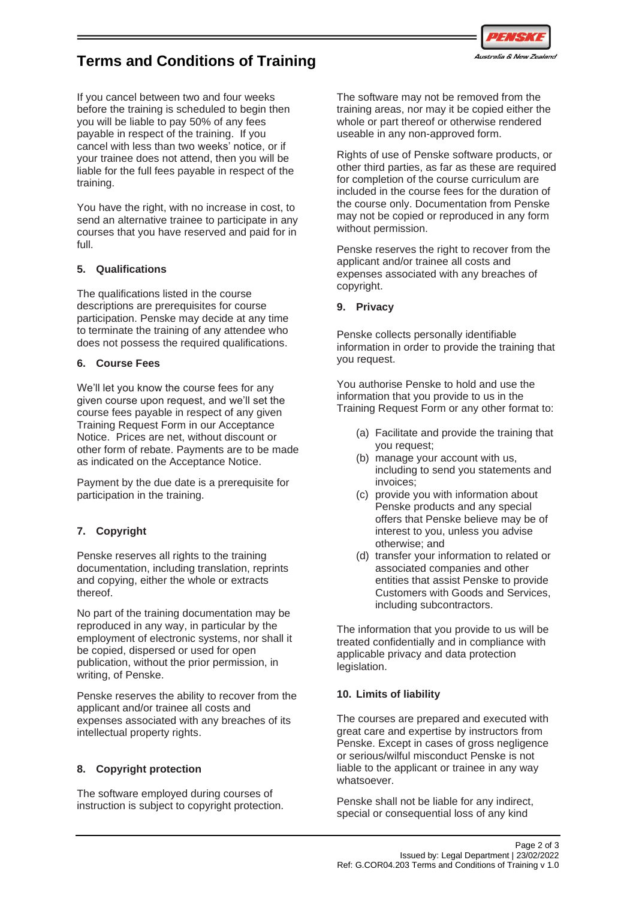# Terms and Conditions of Training

If you cancel between two and four weeks before the training is scheduled to begin then you will be liable to pay 50% of any fees payable in respect of the training. If you cancel with less than two weeks' notice, or if your trainee does not attend, then you will be liable for the full fees payable in respect of the training.

You have the right, with no increase in cost, to send an alternative trainee to participate in any courses that you have reserved and paid for in full.

### 5. Qualifications

The qualifications listed in the course descriptions are prerequisites for course participation. Penske may decide at any time to terminate the training of any attendee who does not possess the required qualifications.

### 6. Course Fees

We'll let you know the course fees for any given course upon request, and we'll set the course fees payable in respect of any given Training Request Form in our Acceptance Notice. Prices are net, without discount or other form of rebate. Payments are to be made as indicated on the Acceptance Notice.

Payment by the due date is a prerequisite for participation in the training.

### 7. Copyright

Penske reserves all rights to the training documentation, including translation, reprints and copying, either the whole or extracts thereof.

No part of the training documentation may be reproduced in any way, in particular by the employment of electronic systems, nor shall it be copied, dispersed or used for open publication, without the prior permission, in writing, of Penske.

Penske reserves the ability to recover from the applicant and/or trainee all costs and expenses associated with any breaches of its intellectual property rights.

### 8. Copyright protection

The software employed during courses of instruction is subject to copyright protection.

The software may not be removed from the training areas, nor may it be copied either the whole or part thereof or otherwise rendered useable in any non-approved form.

Rights of use of Penske software products, or other third parties, as far as these are required for completion of the course curriculum are included in the course fees for the duration of the course only. Documentation from Penske may not be copied or reproduced in any form without permission.

Penske reserves the right to recover from the applicant and/or trainee all costs and expenses associated with any breaches of copyright.

### 9. Privacy

Penske collects personally identifiable information in order to provide the training that you request.

You authorise Penske to hold and use the information that you provide to us in the Training Request Form or any other format to:

(a) Facilitate and provide the training that you request;
(b) manage your account with us, including to send you statements and invoices;
(c) provide you with information about Penske products and any special offers that Penske believe may be of interest to you, unless you advise otherwise; and
(d) transfer your information to related or associated companies and other entities that assist Penske to provide Customers with Goods and Services, including subcontractors.

The information that you provide to us will be treated confidentially and in compliance with applicable privacy and data protection legislation.

### 10. Limits of liability

The courses are prepared and executed with great care and expertise by instructors from Penske. Except in cases of gross negligence or serious/wilful misconduct Penske is not liable to the applicant or trainee in any way whatsoever.

Penske shall not be liable for any indirect, special or consequential loss of any kind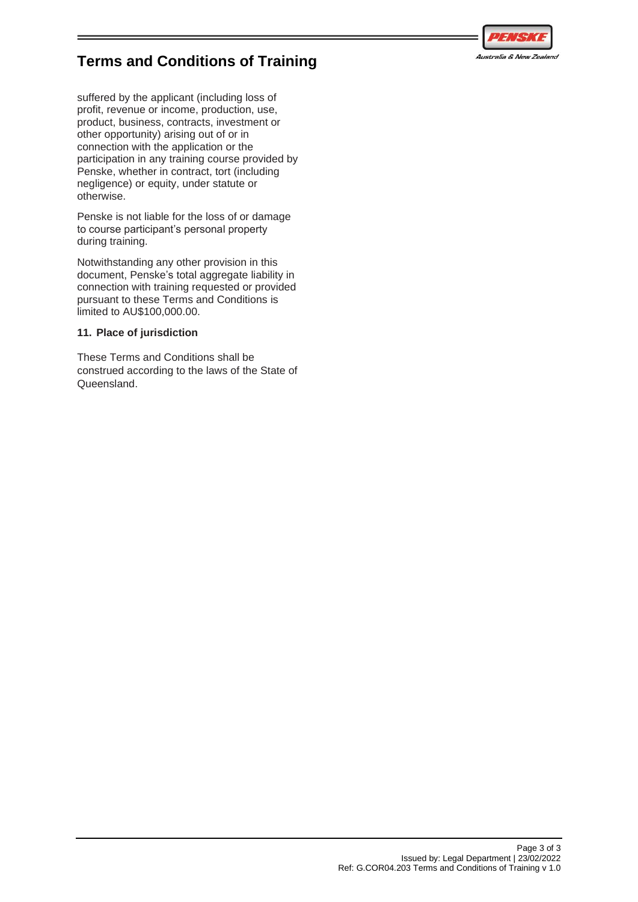suffered by the applicant (including loss of profit, revenue or income, production, use, product, business, contracts, investment or other opportunity) arising out of or in connection with the application or the participation in any training course provided by Penske, whether in contract, tort (including negligence) or equity, under statute or otherwise.

Penske is not liable for the loss of or damage to course participant's personal property during training.

Notwithstanding any other provision in this document, Penske's total aggregate liability in connection with training requested or provided pursuant to these Terms and Conditions is limited to AU$100,000.00.

### 11. Place of jurisdiction

These Terms and Conditions shall be construed according to the laws of the State of Queensland.